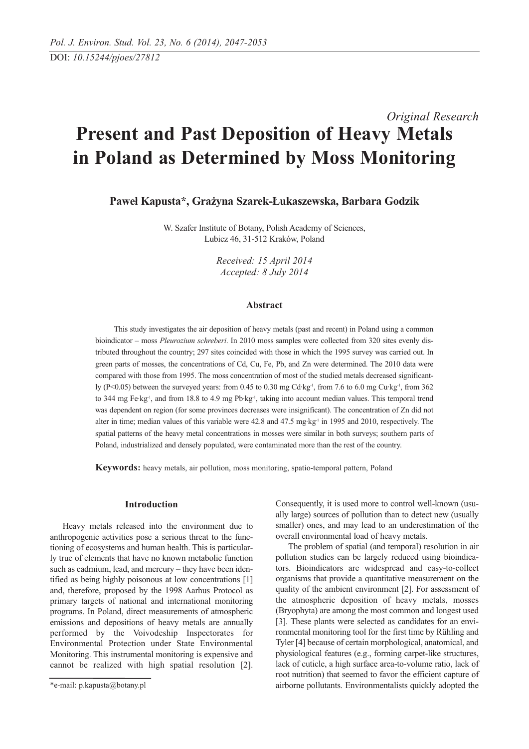*Original Research*

# Present and Past Deposition of Heavy Metals in Poland as Determined by Moss Monitoring

**Paweł Kapusta\*, Grażyna Szarek-Łukaszewska, Barbara Godzik**

W. Szafer Institute of Botany, Polish Academy of Sciences,
Lubicz 46, 31-512 Kraków, Poland

*Received: 15 April 2014*
*Accepted: 8 July 2014*

### Abstract

This study investigates the air deposition of heavy metals (past and recent) in Poland using a common bioindicator – moss *Pleurozium schreberi*. In 2010 moss samples were collected from 320 sites evenly distributed throughout the country; 297 sites coincided with those in which the 1995 survey was carried out. In green parts of mosses, the concentrations of Cd, Cu, Fe, Pb, and Zn were determined. The 2010 data were compared with those from 1995. The moss concentration of most of the studied metals decreased significantly ($P<0.05$) between the surveyed years: from 0.45 to 0.30 mg Cd·kg$^{-1}$, from 7.6 to 6.0 mg Cu·kg$^{-1}$, from 362 to 344 mg Fe·kg$^{-1}$, and from 18.8 to 4.9 mg Pb·kg$^{-1}$, taking into account median values. This temporal trend was dependent on region (for some provinces decreases were insignificant). The concentration of Zn did not alter in time; median values of this variable were 42.8 and 47.5 mg·kg$^{-1}$ in 1995 and 2010, respectively. The spatial patterns of the heavy metal concentrations in mosses were similar in both surveys; southern parts of Poland, industrialized and densely populated, were contaminated more than the rest of the country.

**Keywords:** heavy metals, air pollution, moss monitoring, spatio-temporal pattern, Poland

### Introduction

Heavy metals released into the environment due to anthropogenic activities pose a serious threat to the functioning of ecosystems and human health. This is particularly true of elements that have no known metabolic function such as cadmium, lead, and mercury – they have been identified as being highly poisonous at low concentrations [1] and, therefore, proposed by the 1998 Aarhus Protocol as primary targets of national and international monitoring programs. In Poland, direct measurements of atmospheric emissions and depositions of heavy metals are annually performed by the Voivodeship Inspectorates for Environmental Protection under State Environmental Monitoring. This instrumental monitoring is expensive and cannot be realized with high spatial resolution [2]. Consequently, it is used more to control well-known (usually large) sources of pollution than to detect new (usually smaller) ones, and may lead to an underestimation of the overall environmental load of heavy metals.

The problem of spatial (and temporal) resolution in air pollution studies can be largely reduced using bioindicators. Bioindicators are widespread and easy-to-collect organisms that provide a quantitative measurement on the quality of the ambient environment [2]. For assessment of the atmospheric deposition of heavy metals, mosses (Bryophyta) are among the most common and longest used [3]. These plants were selected as candidates for an environmental monitoring tool for the first time by Rühling and Tyler [4] because of certain morphological, anatomical, and physiological features (e.g., forming carpet-like structures, lack of cuticle, a high surface area-to-volume ratio, lack of root nutrition) that seemed to favor the efficient capture of airborne pollutants. Environmentalists quickly adopted the

\*e-mail: p.kapusta@botany.pl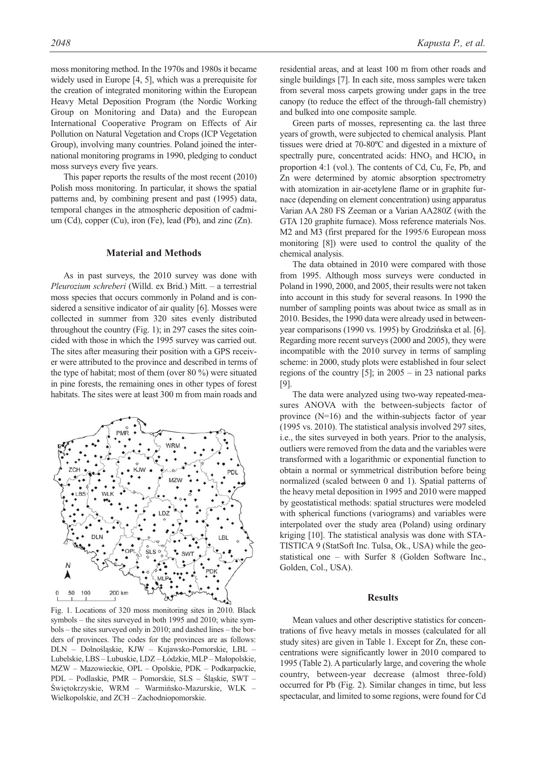moss monitoring method. In the 1970s and 1980s it became widely used in Europe [4, 5], which was a prerequisite for the creation of integrated monitoring within the European Heavy Metal Deposition Program (the Nordic Working Group on Monitoring and Data) and the European International Cooperative Program on Effects of Air Pollution on Natural Vegetation and Crops (ICP Vegetation Group), involving many countries. Poland joined the international monitoring programs in 1990, pledging to conduct moss surveys every five years.

This paper reports the results of the most recent (2010) Polish moss monitoring. In particular, it shows the spatial patterns and, by combining present and past (1995) data, temporal changes in the atmospheric deposition of cadmium (Cd), copper (Cu), iron (Fe), lead (Pb), and zinc (Zn).

## Material and Methods

As in past surveys, the 2010 survey was done with *Pleurozium schreberi* (Willd. ex Brid.) Mitt. – a terrestrial moss species that occurs commonly in Poland and is considered a sensitive indicator of air quality [6]. Mosses were collected in summer from 320 sites evenly distributed throughout the country (Fig. 1); in 297 cases the sites coincided with those in which the 1995 survey was carried out. The sites after measuring their position with a GPS receiver were attributed to the province and described in terms of the type of habitat; most of them (over 80 %) were situated in pine forests, the remaining ones in other types of forest habitats. The sites were at least 300 m from main roads and residential areas, and at least 100 m from other roads and single buildings [7]. In each site, moss samples were taken from several moss carpets growing under gaps in the tree canopy (to reduce the effect of the through-fall chemistry) and bulked into one composite sample.

Fig. 1. Locations of 320 moss monitoring sites in 2010. Black symbols – the sites surveyed in both 1995 and 2010; white symbols – the sites surveyed only in 2010; and dashed lines – the borders of provinces. The codes for the provinces are as follows: DLN – Dolnośląskie, KJW – Kujawsko-Pomorskie, LBL – Lubelskie, LBS – Lubuskie, LDZ – Łódzkie, MLP – Małopolskie, MZW – Mazowieckie, OPL – Opolskie, PDK – Podkarpackie, PDL – Podlaskie, PMR – Pomorskie, SLS – Śląskie, SWT – Świętokrzyskie, WRM – Warmińsko-Mazurskie, WLK – Wielkopolskie, and ZCH – Zachodniopomorskie.

Green parts of mosses, representing ca. the last three years of growth, were subjected to chemical analysis. Plant tissues were dried at 70-80ºC and digested in a mixture of spectrally pure, concentrated acids: $HNO_3$ and $HClO_4$ in proportion 4:1 (vol.). The contents of Cd, Cu, Fe, Pb, and Zn were determined by atomic absorption spectrometry with atomization in air-acetylene flame or in graphite furnace (depending on element concentration) using apparatus Varian AA 280 FS Zeeman or a Varian AA280Z (with the GTA 120 graphite furnace). Moss reference materials Nos. M2 and M3 (first prepared for the 1995/6 European moss monitoring [8]) were used to control the quality of the chemical analysis.

The data obtained in 2010 were compared with those from 1995. Although moss surveys were conducted in Poland in 1990, 2000, and 2005, their results were not taken into account in this study for several reasons. In 1990 the number of sampling points was about twice as small as in 2010. Besides, the 1990 data were already used in between-year comparisons (1990 vs. 1995) by Grodzińska et al. [6]. Regarding more recent surveys (2000 and 2005), they were incompatible with the 2010 survey in terms of sampling scheme: in 2000, study plots were established in four select regions of the country [5]; in 2005 – in 23 national parks [9].

The data were analyzed using two-way repeated-measures ANOVA with the between-subjects factor of province (N=16) and the within-subjects factor of year (1995 vs. 2010). The statistical analysis involved 297 sites, i.e., the sites surveyed in both years. Prior to the analysis, outliers were removed from the data and the variables were transformed with a logarithmic or exponential function to obtain a normal or symmetrical distribution before being normalized (scaled between 0 and 1). Spatial patterns of the heavy metal deposition in 1995 and 2010 were mapped by geostatistical methods: spatial structures were modeled with spherical functions (variograms) and variables were interpolated over the study area (Poland) using ordinary kriging [10]. The statistical analysis was done with STATISTICA 9 (StatSoft Inc. Tulsa, Ok., USA) while the geostatistical one – with Surfer 8 (Golden Software Inc., Golden, Col., USA).

## Results

Mean values and other descriptive statistics for concentrations of five heavy metals in mosses (calculated for all study sites) are given in Table 1. Except for Zn, these concentrations were significantly lower in 2010 compared to 1995 (Table 2). A particularly large, and covering the whole country, between-year decrease (almost three-fold) occurred for Pb (Fig. 2). Similar changes in time, but less spectacular, and limited to some regions, were found for Cd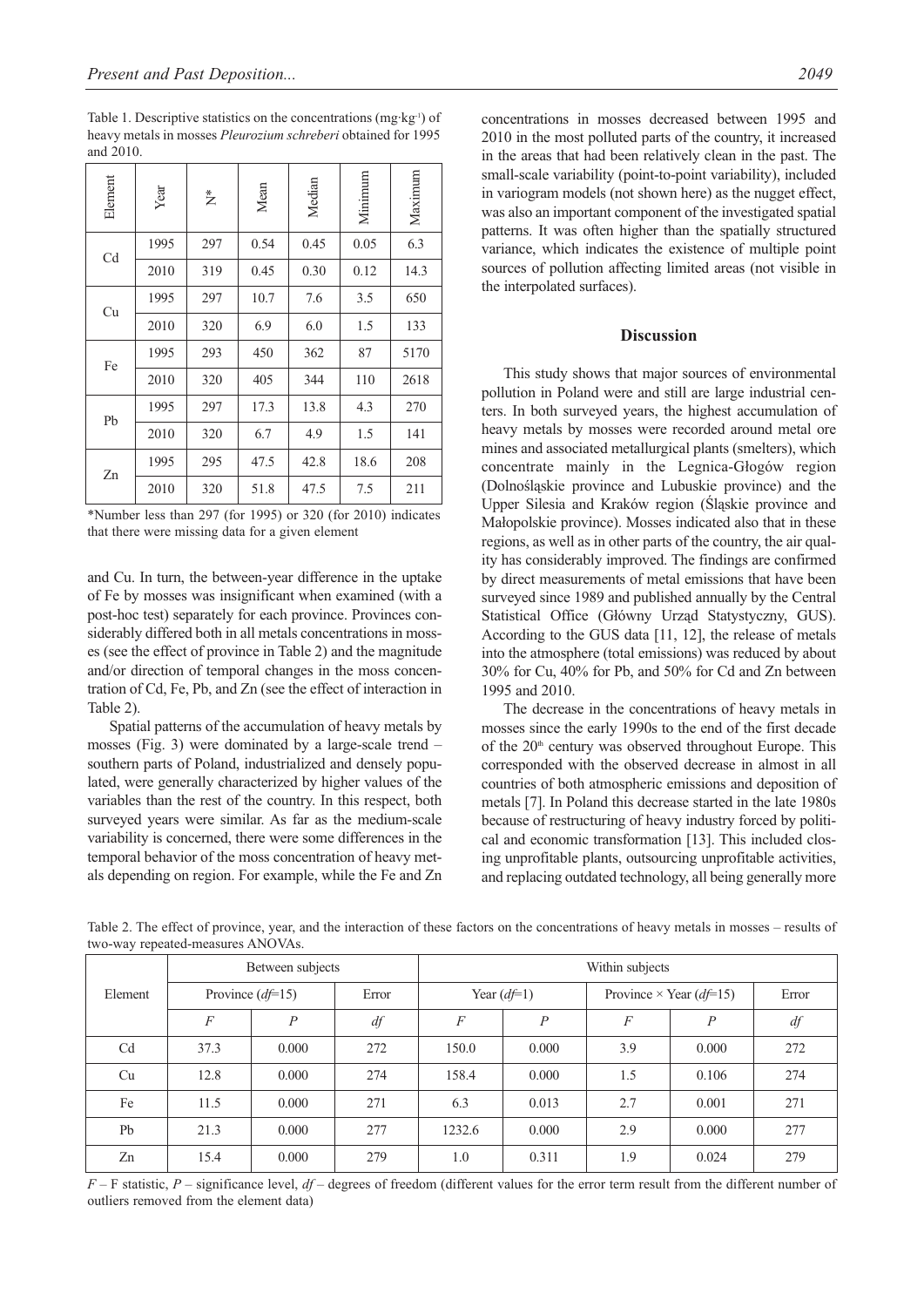Table 1. Descriptive statistics on the concentrations (mg·kg⁻¹) of heavy metals in mosses *Pleurozium schreberi* obtained for 1995 and 2010.

| Element | Year | N* | Mean | Median | Minimum | Maximum |
|---|---|---|---|---|---|---|
| Cd | 1995 | 297 | 0.54 | 0.45 | 0.05 | 6.3 |
| | 2010 | 319 | 0.45 | 0.30 | 0.12 | 14.3 |
| Cu | 1995 | 297 | 10.7 | 7.6 | 3.5 | 650 |
| | 2010 | 320 | 6.9 | 6.0 | 1.5 | 133 |
| Fe | 1995 | 293 | 450 | 362 | 87 | 5170 |
| | 2010 | 320 | 405 | 344 | 110 | 2618 |
| Pb | 1995 | 297 | 17.3 | 13.8 | 4.3 | 270 |
| | 2010 | 320 | 6.7 | 4.9 | 1.5 | 141 |
| Zn | 1995 | 295 | 47.5 | 42.8 | 18.6 | 208 |
| | 2010 | 320 | 51.8 | 47.5 | 7.5 | 211 |

*Number less than 297 (for 1995) or 320 (for 2010) indicates that there were missing data for a given element

and Cu. In turn, the between-year difference in the uptake of Fe by mosses was insignificant when examined (with a post-hoc test) separately for each province. Provinces considerably differed both in all metals concentrations in mosses (see the effect of province in Table 2) and the magnitude and/or direction of temporal changes in the moss concentration of Cd, Fe, Pb, and Zn (see the effect of interaction in Table 2).

Spatial patterns of the accumulation of heavy metals by mosses (Fig. 3) were dominated by a large-scale trend – southern parts of Poland, industrialized and densely populated, were generally characterized by higher values of the variables than the rest of the country. In this respect, both surveyed years were similar. As far as the medium-scale variability is concerned, there were some differences in the temporal behavior of the moss concentration of heavy metals depending on region. For example, while the Fe and Zn concentrations in mosses decreased between 1995 and 2010 in the most polluted parts of the country, it increased in the areas that had been relatively clean in the past. The small-scale variability (point-to-point variability), included in variogram models (not shown here) as the nugget effect, was also an important component of the investigated spatial patterns. It was often higher than the spatially structured variance, which indicates the existence of multiple point sources of pollution affecting limited areas (not visible in the interpolated surfaces).

## Discussion

This study shows that major sources of environmental pollution in Poland were and still are large industrial centers. In both surveyed years, the highest accumulation of heavy metals by mosses were recorded around metal ore mines and associated metallurgical plants (smelters), which concentrate mainly in the Legnica-Głogów region (Dolnośląskie province and Lubuskie province) and the Upper Silesia and Kraków region (Śląskie province and Małopolskie province). Mosses indicated also that in these regions, as well as in other parts of the country, the air quality has considerably improved. The findings are confirmed by direct measurements of metal emissions that have been surveyed since 1989 and published annually by the Central Statistical Office (Główny Urząd Statystyczny, GUS). According to the GUS data [11, 12], the release of metals into the atmosphere (total emissions) was reduced by about 30% for Cu, 40% for Pb, and 50% for Cd and Zn between 1995 and 2010.

The decrease in the concentrations of heavy metals in mosses since the early 1990s to the end of the first decade of the 20th century was observed throughout Europe. This corresponded with the observed decrease in almost in all countries of both atmospheric emissions and deposition of metals [7]. In Poland this decrease started in the late 1980s because of restructuring of heavy industry forced by political and economic transformation [13]. This included closing unprofitable plants, outsourcing unprofitable activities, and replacing outdated technology, all being generally more

Table 2. The effect of province, year, and the interaction of these factors on the concentrations of heavy metals in mosses – results of two-way repeated-measures ANOVAs.

| Element | Between subjects | | | Within subjects | | | | |
|---|---|---|---|---|---|---|---|---|
| | Province ($df$=15) | | Error | Year ($df$=1) | | Province × Year ($df$=15) | | Error |
| | $F$ | $P$ | $df$ | $F$ | $P$ | $F$ | $P$ | $df$ |
| Cd | 37.3 | 0.000 | 272 | 150.0 | 0.000 | 3.9 | 0.000 | 272 |
| Cu | 12.8 | 0.000 | 274 | 158.4 | 0.000 | 1.5 | 0.106 | 274 |
| Fe | 11.5 | 0.000 | 271 | 6.3 | 0.013 | 2.7 | 0.001 | 271 |
| Pb | 21.3 | 0.000 | 277 | 1232.6 | 0.000 | 2.9 | 0.000 | 277 |
| Zn | 15.4 | 0.000 | 279 | 1.0 | 0.311 | 1.9 | 0.024 | 279 |

$F$ – F statistic, $P$ – significance level, $df$ – degrees of freedom (different values for the error term result from the different number of outliers removed from the element data)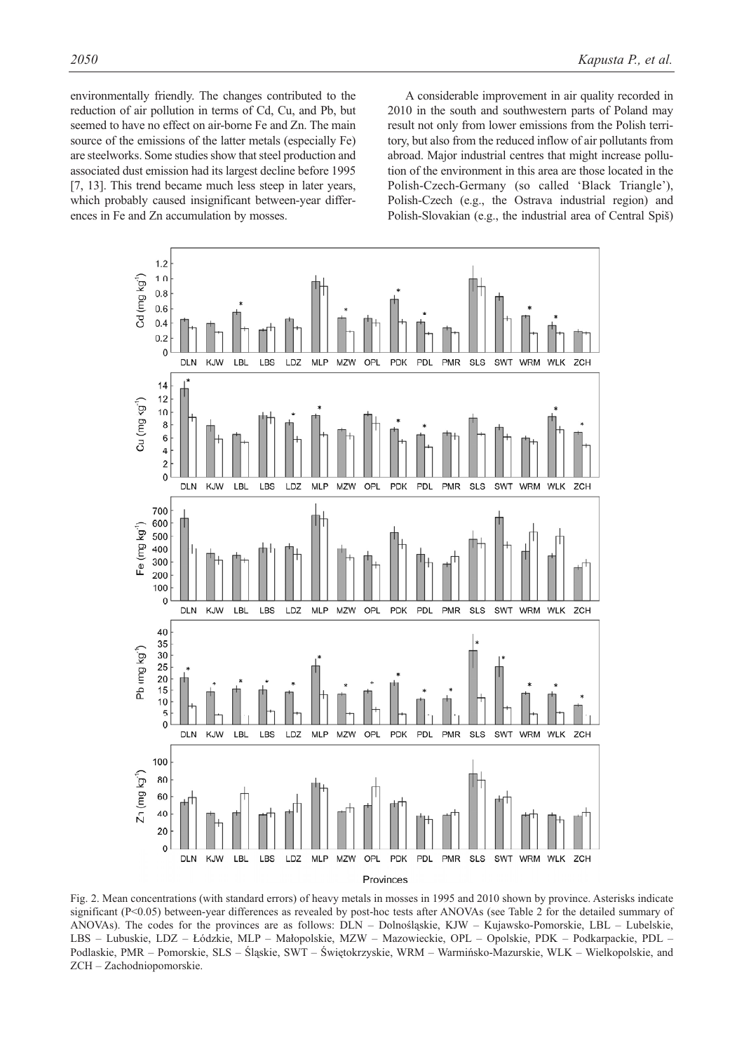environmentally friendly. The changes contributed to the reduction of air pollution in terms of Cd, Cu, and Pb, but seemed to have no effect on air-borne Fe and Zn. The main source of the emissions of the latter metals (especially Fe) are steelworks. Some studies show that steel production and associated dust emission had its largest decline before 1995 [7, 13]. This trend became much less steep in later years, which probably caused insignificant between-year differences in Fe and Zn accumulation by mosses.

A considerable improvement in air quality recorded in 2010 in the south and southwestern parts of Poland may result not only from lower emissions from the Polish territory, but also from the reduced inflow of air pollutants from abroad. Major industrial centres that might increase pollution of the environment in this area are those located in the Polish-Czech-Germany (so called 'Black Triangle'), Polish-Czech (e.g., the Ostrava industrial region) and Polish-Slovakian (e.g., the industrial area of Central Spiš)

Fig. 2. Mean concentrations (with standard errors) of heavy metals in mosses in 1995 and 2010 shown by province. Asterisks indicate significant (P<0.05) between-year differences as revealed by post-hoc tests after ANOVAs (see Table 2 for the detailed summary of ANOVAs). The codes for the provinces are as follows: DLN – Dolnośląskie, KJW – Kujawsko-Pomorskie, LBL – Lubelskie, LBS – Lubuskie, LDZ – Łódzkie, MLP – Małopolskie, MZW – Mazowieckie, OPL – Opolskie, PDK – Podkarpackie, PDL – Podlaskie, PMR – Pomorskie, SLS – Śląskie, SWT – Świętokrzyskie, WRM – Warmińsko-Mazurskie, WLK – Wielkopolskie, and ZCH – Zachodniopomorskie.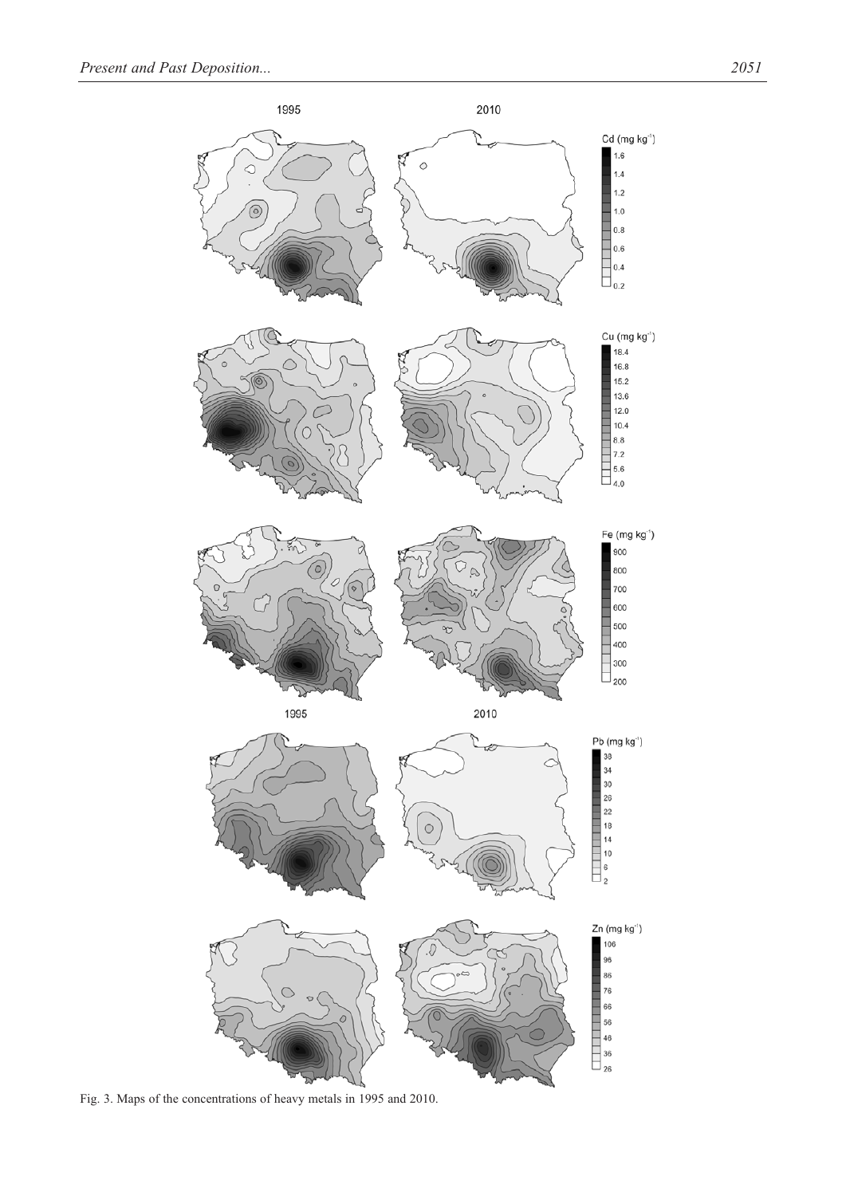Fig. 3. Maps of the concentrations of heavy metals in 1995 and 2010.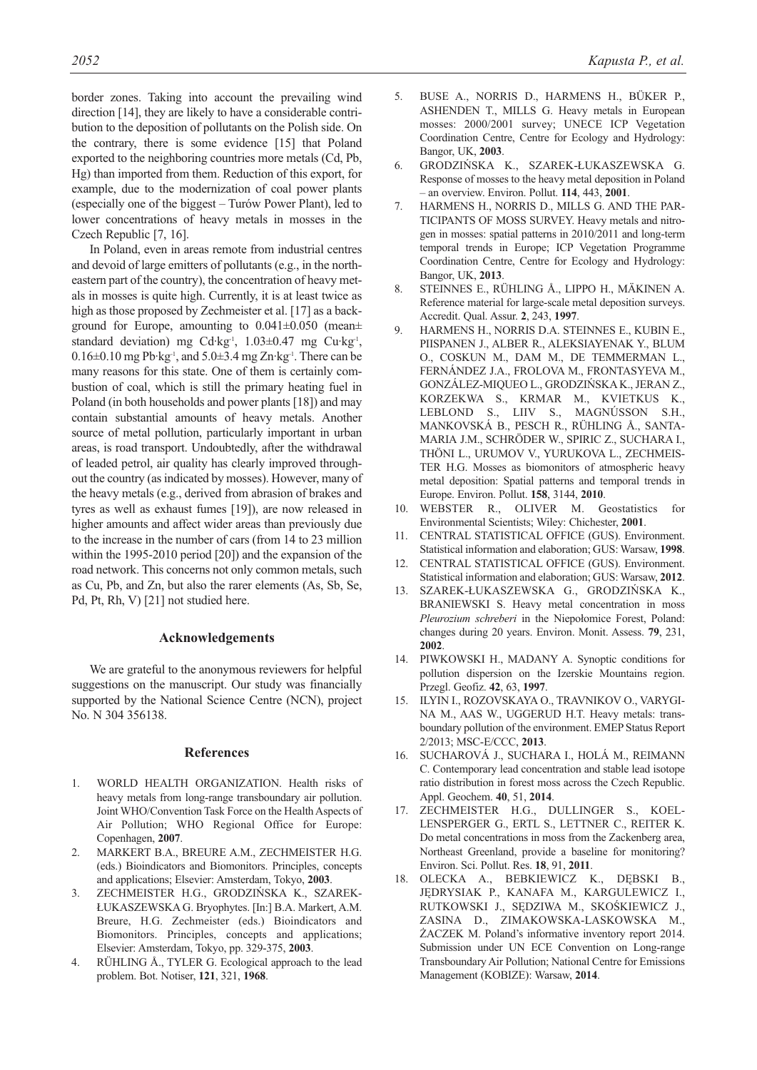border zones. Taking into account the prevailing wind direction [14], they are likely to have a considerable contribution to the deposition of pollutants on the Polish side. On the contrary, there is some evidence [15] that Poland exported to the neighboring countries more metals (Cd, Pb, Hg) than imported from them. Reduction of this export, for example, due to the modernization of coal power plants (especially one of the biggest – Turów Power Plant), led to lower concentrations of heavy metals in mosses in the Czech Republic [7, 16].

In Poland, even in areas remote from industrial centres and devoid of large emitters of pollutants (e.g., in the north-eastern part of the country), the concentration of heavy metals in mosses is quite high. Currently, it is at least twice as high as those proposed by Zechmeister et al. [17] as a background for Europe, amounting to 0.041±0.050 (mean± standard deviation) mg Cd·kg$^{-1}$, 1.03±0.47 mg Cu·kg$^{-1}$, 0.16±0.10 mg Pb·kg$^{-1}$, and 5.0±3.4 mg Zn·kg$^{-1}$. There can be many reasons for this state. One of them is certainly combustion of coal, which is still the primary heating fuel in Poland (in both households and power plants [18]) and may contain substantial amounts of heavy metals. Another source of metal pollution, particularly important in urban areas, is road transport. Undoubtedly, after the withdrawal of leaded petrol, air quality has clearly improved throughout the country (as indicated by mosses). However, many of the heavy metals (e.g., derived from abrasion of brakes and tyres as well as exhaust fumes [19]), are now released in higher amounts and affect wider areas than previously due to the increase in the number of cars (from 14 to 23 million within the 1995-2010 period [20]) and the expansion of the road network. This concerns not only common metals, such as Cu, Pb, and Zn, but also the rarer elements (As, Sb, Se, Pd, Pt, Rh, V) [21] not studied here.

## Acknowledgements

We are grateful to the anonymous reviewers for helpful suggestions on the manuscript. Our study was financially supported by the National Science Centre (NCN), project No. N 304 356138.

## References

1. WORLD HEALTH ORGANIZATION. Health risks of heavy metals from long-range transboundary air pollution. Joint WHO/Convention Task Force on the Health Aspects of Air Pollution; WHO Regional Office for Europe: Copenhagen, **2007**.
2. MARKERT B.A., BREURE A.M., ZECHMEISTER H.G. (eds.) Bioindicators and Biomonitors. Principles, concepts and applications; Elsevier: Amsterdam, Tokyo, **2003**.
3. ZECHMEISTER H.G., GRODZIŃSKA K., SZAREK-ŁUKASZEWSKA G. Bryophytes. [In:] B.A. Markert, A.M. Breure, H.G. Zechmeister (eds.) Bioindicators and Biomonitors. Principles, concepts and applications; Elsevier: Amsterdam, Tokyo, pp. 329-375, **2003**.
4. RÜHLING Å., TYLER G. Ecological approach to the lead problem. Bot. Notiser, **121**, 321, **1968**.
5. BUSE A., NORRIS D., HARMENS H., BÜKER P., ASHENDEN T., MILLS G. Heavy metals in European mosses: 2000/2001 survey; UNECE ICP Vegetation Coordination Centre, Centre for Ecology and Hydrology: Bangor, UK, **2003**.
6. GRODZIŃSKA K., SZAREK-ŁUKASZEWSKA G. Response of mosses to the heavy metal deposition in Poland – an overview. Environ. Pollut. **114**, 443, **2001**.
7. HARMENS H., NORRIS D., MILLS G. AND THE PARTICIPANTS OF MOSS SURVEY. Heavy metals and nitrogen in mosses: spatial patterns in 2010/2011 and long-term temporal trends in Europe; ICP Vegetation Programme Coordination Centre, Centre for Ecology and Hydrology: Bangor, UK, **2013**.
8. STEINNES E., RÜHLING Å., LIPPO H., MÄKINEN A. Reference material for large-scale metal deposition surveys. Accredit. Qual. Assur. **2**, 243, **1997**.
9. HARMENS H., NORRIS D.A. STEINNES E., KUBIN E., PIISPANEN J., ALBER R., ALEKSIAYENAK Y., BLUM O., COSKUN M., DAM M., DE TEMMERMAN L., FERNÁNDEZ J.A., FROLOVA M., FRONTASYEVA M., GONZÁLEZ-MIQUEO L., GRODZIŃSKA K., JERAN Z., KORZEKWA S., KRMAR M., KVIETKUS K., LEBLOND S., LIIV S., MAGNÚSSON S.H., MANKOVSKÁ B., PESCH R., RÜHLING Å., SANTAMARIA J.M., SCHRÖDER W., SPIRIC Z., SUCHARA I., THÖNI L., URUMOV V., YURUKOVA L., ZECHMEISTER H.G. Mosses as biomonitors of atmospheric heavy metal deposition: Spatial patterns and temporal trends in Europe. Environ. Pollut. **158**, 3144, **2010**.
10. WEBSTER R., OLIVER M. Geostatistics for Environmental Scientists; Wiley: Chichester, **2001**.
11. CENTRAL STATISTICAL OFFICE (GUS). Environment. Statistical information and elaboration; GUS: Warsaw, **1998**.
12. CENTRAL STATISTICAL OFFICE (GUS). Environment. Statistical information and elaboration; GUS: Warsaw, **2012**.
13. SZAREK-ŁUKASZEWSKA G., GRODZIŃSKA K., BRANIEWSKI S. Heavy metal concentration in moss *Pleurozium schreberi* in the Niepołomice Forest, Poland: changes during 20 years. Environ. Monit. Assess. **79**, 231, **2002**.
14. PIWKOWSKI H., MADANY A. Synoptic conditions for pollution dispersion on the Izerskie Mountains region. Przegl. Geofiz. **42**, 63, **1997**.
15. ILYIN I., ROZOVSKAYA O., TRAVNIKOV O., VARYGINA M., AAS W., UGGERUD H.T. Heavy metals: transboundary pollution of the environment. EMEP Status Report 2/2013; MSC-E/CCC, **2013**.
16. SUCHAROVÁ J., SUCHARA I., HOLÁ M., REIMANN C. Contemporary lead concentration and stable lead isotope ratio distribution in forest moss across the Czech Republic. Appl. Geochem. **40**, 51, **2014**.
17. ZECHMEISTER H.G., DULLINGER S., KOELLENSPERGER G., ERTL S., LETTNER C., REITER K. Do metal concentrations in moss from the Zackenberg area, Northeast Greenland, provide a baseline for monitoring? Environ. Sci. Pollut. Res. **18**, 91, **2011**.
18. OLECKA A., BEBKIEWICZ K., DĘBSKI B., JĘDRYSIAK P., KANAFA M., KARGULEWICZ I., RUTKOWSKI J., SĘDZIWA M., SKOŚKIEWICZ J., ZASINA D., ZIMAKOWSKA-LASKOWSKA M., ŻACZEK M. Poland's informative inventory report 2014. Submission under UN ECE Convention on Long-range Transboundary Air Pollution; National Centre for Emissions Management (KOBIZE): Warsaw, **2014**.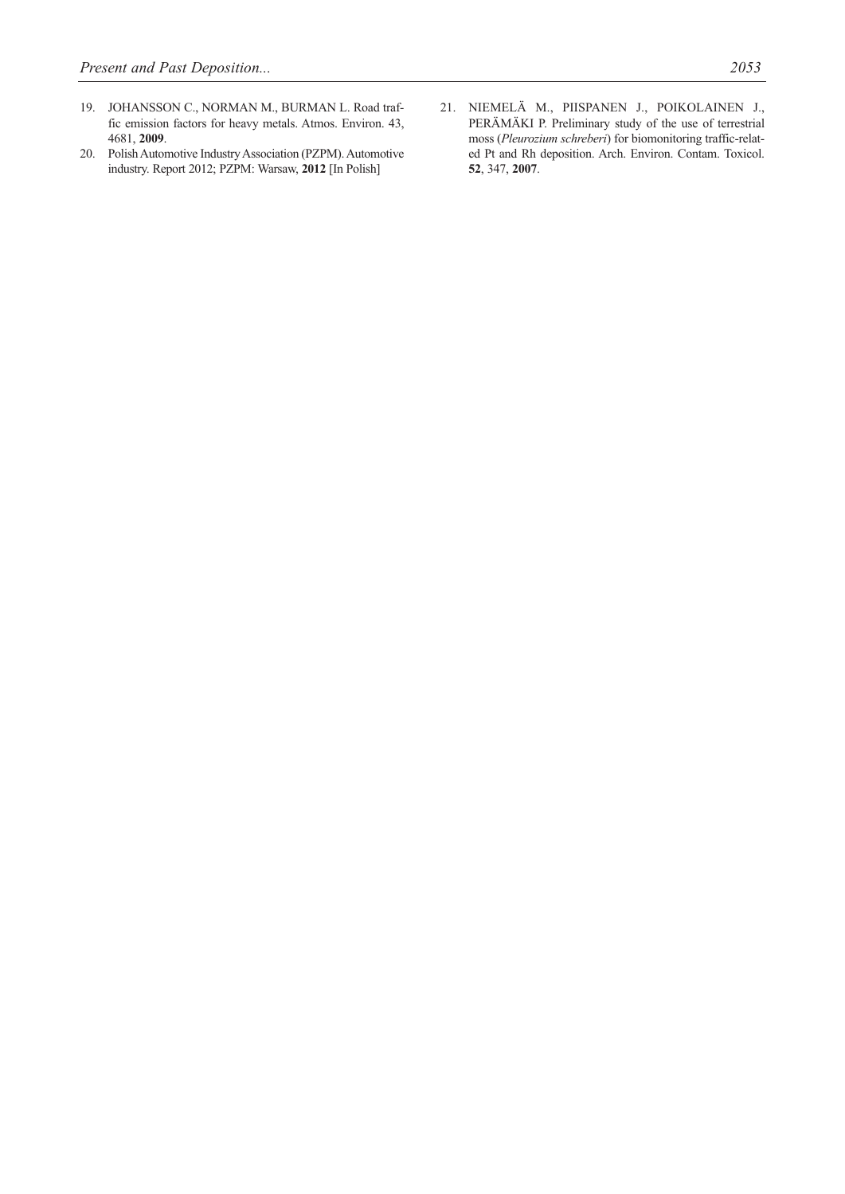19. JOHANSSON C., NORMAN M., BURMAN L. Road traffic emission factors for heavy metals. Atmos. Environ. 43, 4681, **2009**.
20. Polish Automotive Industry Association (PZPM). Automotive industry. Report 2012; PZPM: Warsaw, **2012** [In Polish]
21. NIEMELÄ M., PIISPANEN J., POIKOLAINEN J., PERÄMÄKI P. Preliminary study of the use of terrestrial moss (*Pleurozium schreberi*) for biomonitoring traffic-related Pt and Rh deposition. Arch. Environ. Contam. Toxicol. **52**, 347, **2007**.